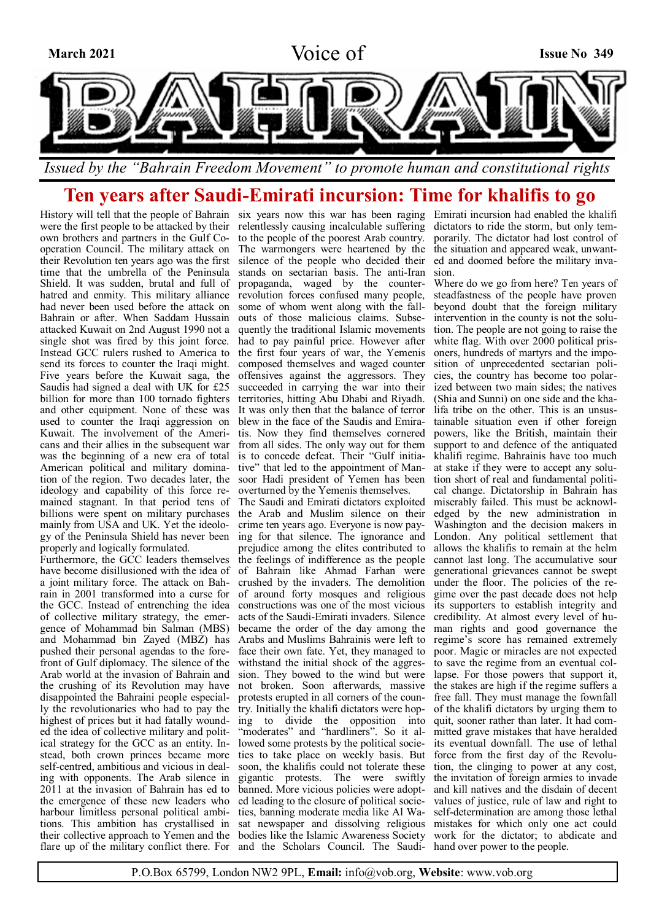March 2021 | Voice of BAHRAIN | Issue No 349

*Issued by the "Bahrain Freedom Movement" to promote human and constitutional rights*

# Ten years after Saudi-Emirati incursion: Time for khalifis to go

History will tell that the people of Bahrain were the first people to be attacked by their own brothers and partners in the Gulf Cooperation Council. The military attack on their Revolution ten years ago was the first time that the umbrella of the Peninsula Shield. It was sudden, brutal and full of hatred and enmity. This military alliance had never been used before the attack on Bahrain or after. When Saddam Hussain attacked Kuwait on 2nd August 1990 not a single shot was fired by this joint force. Instead GCC rulers rushed to America to send its forces to counter the Iraqi might. Five years before the Kuwait saga, the Saudis had signed a deal with UK for £25 billion for more than 100 tornado fighters and other equipment. None of these was used to counter the Iraqi aggression on Kuwait. The involvement of the Americans and their allies in the subsequent war was the beginning of a new era of total American political and military domination of the region. Two decades later, the ideology and capability of this force remained stagnant. In that period tens of billions were spent on military purchases mainly from USA and UK. Yet the ideology of the Peninsula Shield has never been properly and logically formulated.

Furthermore, the GCC leaders themselves have become disillusioned with the idea of a joint military force. The attack on Bahrain in 2001 transformed into a curse for the GCC. Instead of entrenching the idea of collective military strategy, the emergence of Mohammad bin Salman (MBS) and Mohammad bin Zayed (MBZ) has pushed their personal agendas to the forefront of Gulf diplomacy. The silence of the Arab world at the invasion of Bahrain and the crushing of its Revolution may have disappointed the Bahraini people especially the revolutionaries who had to pay the highest of prices but it had fatally wounded the idea of collective military and political strategy for the GCC as an entity. Instead, both crown princes became more self-centred, ambitious and vicious in dealing with opponents. The Arab silence in 2011 at the invasion of Bahrain has ed to the emergence of these new leaders who harbour limitless personal political ambitions. This ambition has crystallised in their collective approach to Yemen and the flare up of the military conflict there. For six years now this war has been raging relentlessly causing incalculable suffering to the people of the poorest Arab country. The warmongers were heartened by the silence of the people who decided their stands on sectarian basis. The anti-Iran propaganda, waged by the counter-revolution forces confused many people, some of whom went along with the fall-outs of those malicious claims. Subsequently the traditional Islamic movements had to pay painful price. However after the first four years of war, the Yemenis composed themselves and waged counter offensives against the aggressors. They succeeded in carrying the war into their territories, hitting Abu Dhabi and Riyadh. It was only then that the balance of terror blew in the face of the Saudis and Emiratis. Now they find themselves cornered from all sides. The only way out for them is to concede defeat. Their "Gulf initiative" that led to the appointment of Mansoor Hadi president of Yemen has been overturned by the Yemenis themselves.

The Saudi and Emirati dictators exploited the Arab and Muslim silence on their crime ten years ago. Everyone is now paying for that silence. The ignorance and prejudice among the elites contributed to the feelings of indifference as the people of Bahrain like Ahmad Farhan were crushed by the invaders. The demolition of around forty mosques and religious constructions was one of the most vicious acts of the Saudi-Emirati invaders. Silence became the order of the day among the Arabs and Muslims Bahrainis were left to face their own fate. Yet, they managed to withstand the initial shock of the aggression. They bowed to the wind but were not broken. Soon afterwards, massive protests erupted in all corners of the country. Initially the khalifi dictators were hoping to divide the opposition into "moderates" and "hardliners". So it allowed some protests by the political societies to take place on weekly basis. But soon, the khalifis could not tolerate these gigantic protests. The were swiftly banned. More vicious policies were adopted leading to the closure of political societies, banning moderate media like Al Wasat newspaper and dissolving religious bodies like the Islamic Awareness Society and the Scholars Council. The Saudi-Emirati incursion had enabled the khalifi dictators to ride the storm, but only temporarily. The dictator had lost control of the situation and appeared weak, unwanted and doomed before the military invasion.

Where do we go from here? Ten years of steadfastness of the people have proven beyond doubt that the foreign military intervention in the county is not the solution. The people are not going to raise the white flag. With over 2000 political prisoners, hundreds of martyrs and the imposition of unprecedented sectarian policies, the country has become too polarized between two main sides; the natives (Shia and Sunni) on one side and the khalifa tribe on the other. This is an unsustainable situation even if other foreign powers, like the British, maintain their support to and defence of the antiquated khalifi regime. Bahrainis have too much at stake if they were to accept any solution short of real and fundamental political change. Dictatorship in Bahrain has miserably failed. This must be acknowledged by the new administration in Washington and the decision makers in London. Any political settlement that allows the khalifis to remain at the helm cannot last long. The accumulative sour generational grievances cannot be swept under the floor. The policies of the regime over the past decade does not help its supporters to establish integrity and credibility. At almost every level of human rights and good governance the regime's score has remained extremely poor. Magic or miracles are not expected to save the regime from an eventual collapse. For those powers that support it, the stakes are high if the regime suffers a free fall. They must manage the fownfall of the khalifi dictators by urging them to quit, sooner rather than later. It had committed grave mistakes that have heralded its eventual downfall. The use of lethal force from the first day of the Revolution, the clinging to power at any cost, the invitation of foreign armies to invade and kill natives and the disdain of decent values of justice, rule of law and right to self-determination are among those lethal mistakes for which only one act could work for the dictator; to abdicate and hand over power to the people.

P.O.Box 65799, London NW2 9PL, **Email:** info@vob.org, **Website**: www.vob.org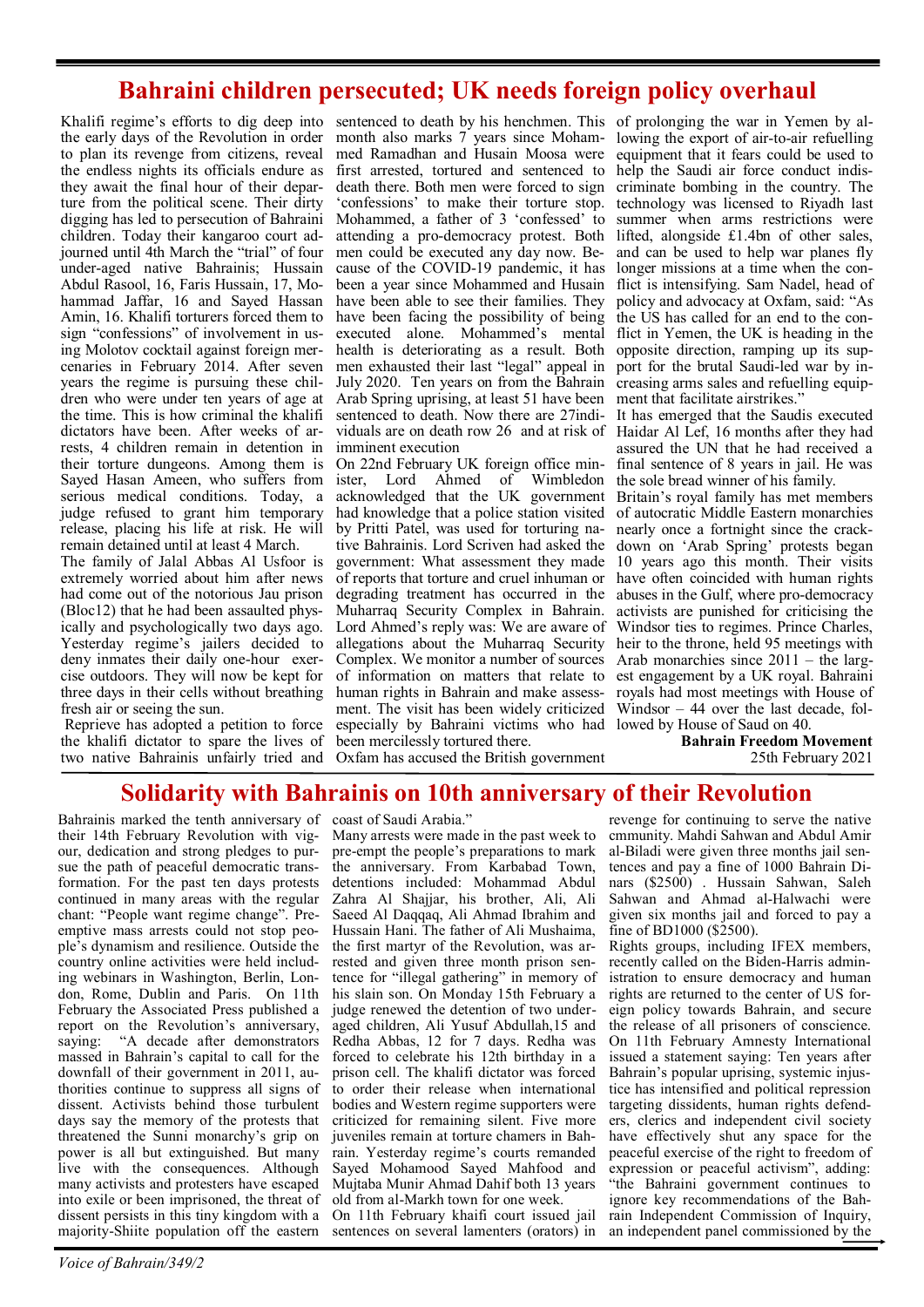## Bahraini children persecuted; UK needs foreign policy overhaul

Khalifi regime's efforts to dig deep into the early days of the Revolution in order to plan its revenge from citizens, reveal the endless nights its officials endure as they await the final hour of their departure from the political scene. Their dirty digging has led to persecution of Bahraini children. Today their kangaroo court adjourned until 4th March the "trial" of four under-aged native Bahrainis; Hussain Abdul Rasool, 16, Faris Hussain, 17, Mohammad Jaffar, 16 and Sayed Hassan Amin, 16. Khalifi torturers forced them to sign "confessions" of involvement in using Molotov cocktail against foreign mercenaries in February 2014. After seven years the regime is pursuing these children who were under ten years of age at the time. This is how criminal the khalifi dictators have been. After weeks of arrests, 4 children remain in detention in their torture dungeons. Among them is Sayed Hasan Ameen, who suffers from serious medical conditions. Today, a judge refused to grant him temporary release, placing his life at risk. He will remain detained until at least 4 March.

The family of Jalal Abbas Al Usfoor is extremely worried about him after news had come out of the notorious Jau prison (Bloc12) that he had been assaulted physically and psychologically two days ago. Yesterday regime's jailers decided to deny inmates their daily one-hour exercise outdoors. They will now be kept for three days in their cells without breathing fresh air or seeing the sun.

Reprieve has adopted a petition to force the khalifi dictator to spare the lives of two native Bahrainis unfairly tried and sentenced to death by his henchmen. This month also marks 7 years since Mohammed Ramadhan and Husain Moosa were first arrested, tortured and sentenced to death there. Both men were forced to sign 'confessions' to make their torture stop. Mohammed, a father of 3 'confessed' to attending a pro-democracy protest. Both men could be executed any day now. Because of the COVID-19 pandemic, it has been a year since Mohammed and Husain have been able to see their families. They have been facing the possibility of being executed alone. Mohammed's mental health is deteriorating as a result. Both men exhausted their last "legal" appeal in July 2020. Ten years on from the Bahrain Arab Spring uprising, at least 51 have been sentenced to death. Now there are 27individuals are on death row 26 and at risk of imminent execution

On 22nd February UK foreign office minister, Lord Ahmed of Wimbledon acknowledged that the UK government had knowledge that a police station visited by Pritti Patel, was used for torturing native Bahrainis. Lord Scriven had asked the government: What assessment they made of reports that torture and cruel inhuman or degrading treatment has occurred in the Muharraq Security Complex in Bahrain. Lord Ahmed's reply was: We are aware of allegations about the Muharraq Security Complex. We monitor a number of sources of information on matters that relate to human rights in Bahrain and make assessment. The visit has been widely criticized especially by Bahraini victims who had been mercilessly tortured there.

Oxfam has accused the British government of prolonging the war in Yemen by allowing the export of air-to-air refuelling equipment that it fears could be used to help the Saudi air force conduct indiscriminate bombing in the country. The technology was licensed to Riyadh last summer when arms restrictions were lifted, alongside £1.4bn of other sales, and can be used to help war planes fly longer missions at a time when the conflict is intensifying. Sam Nadel, head of policy and advocacy at Oxfam, said: "As the US has called for an end to the conflict in Yemen, the UK is heading in the opposite direction, ramping up its support for the brutal Saudi-led war by increasing arms sales and refuelling equipment that facilitate airstrikes."

It has emerged that the Saudis executed Haidar Al Lef, 16 months after they had assured the UN that he had received a final sentence of 8 years in jail. He was the sole bread winner of his family.

Britain's royal family has met members of autocratic Middle Eastern monarchies nearly once a fortnight since the crackdown on 'Arab Spring' protests began 10 years ago this month. Their visits have often coincided with human rights abuses in the Gulf, where pro-democracy activists are punished for criticising the Windsor ties to regimes. Prince Charles, heir to the throne, held 95 meetings with Arab monarchies since 2011 – the largest engagement by a UK royal. Bahraini royals had most meetings with House of Windsor – 44 over the last decade, followed by House of Saud on 40.

**Bahrain Freedom Movement**
25th February 2021

## Solidarity with Bahrainis on 10th anniversary of their Revolution

Bahrainis marked the tenth anniversary of their 14th February Revolution with vigour, dedication and strong pledges to pursue the path of peaceful democratic transformation. For the past ten days protests continued in many areas with the regular chant: "People want regime change". Preemptive mass arrests could not stop people's dynamism and resilience. Outside the country online activities were held including webinars in Washington, Berlin, London, Rome, Dublin and Paris. On 11th February the Associated Press published a report on the Revolution's anniversary, saying: "A decade after demonstrators massed in Bahrain's capital to call for the downfall of their government in 2011, authorities continue to suppress all signs of dissent. Activists behind those turbulent days say the memory of the protests that threatened the Sunni monarchy's grip on power is all but extinguished. But many live with the consequences. Although many activists and protesters have escaped into exile or been imprisoned, the threat of dissent persists in this tiny kingdom with a majority-Shiite population off the eastern coast of Saudi Arabia."

Many arrests were made in the past week to pre-empt the people's preparations to mark the anniversary. From Karbabad Town, detentions included: Mohammad Abdul Zahra Al Shajjar, his brother, Ali, Ali Saeed Al Daqqaq, Ali Ahmad Ibrahim and Hussain Hani. The father of Ali Mushaima, the first martyr of the Revolution, was arrested and given three month prison sentence for "illegal gathering" in memory of his slain son. On Monday 15th February a judge renewed the detention of two underaged children, Ali Yusuf Abdullah,15 and Redha Abbas, 12 for 7 days. Redha was forced to celebrate his 12th birthday in a prison cell. The khalifi dictator was forced to order their release when international bodies and Western regime supporters were criticized for remaining silent. Five more juveniles remain at torture chamers in Bahrain. Yesterday regime's courts remanded Sayed Mohamood Sayed Mahfood and Mujtaba Munir Ahmad Dahif both 13 years old from al-Markh town for one week.

On 11th February khaifi court issued jail sentences on several lamenters (orators) in revenge for continuing to serve the native cmmunity. Mahdi Sahwan and Abdul Amir al-Biladi were given three months jail sentences and pay a fine of 1000 Bahrain Dinars ($2500) . Hussain Sahwan, Saleh Sahwan and Ahmad al-Halwachi were given six months jail and forced to pay a fine of BD1000 ($2500).

Rights groups, including IFEX members, recently called on the Biden-Harris administration to ensure democracy and human rights are returned to the center of US foreign policy towards Bahrain, and secure the release of all prisoners of conscience. On 11th February Amnesty International issued a statement saying: Ten years after Bahrain's popular uprising, systemic injustice has intensified and political repression targeting dissidents, human rights defenders, clerics and independent civil society have effectively shut any space for the peaceful exercise of the right to freedom of expression or peaceful activism", adding: "the Bahraini government continues to ignore key recommendations of the Bahrain Independent Commission of Inquiry, an independent panel commissioned by the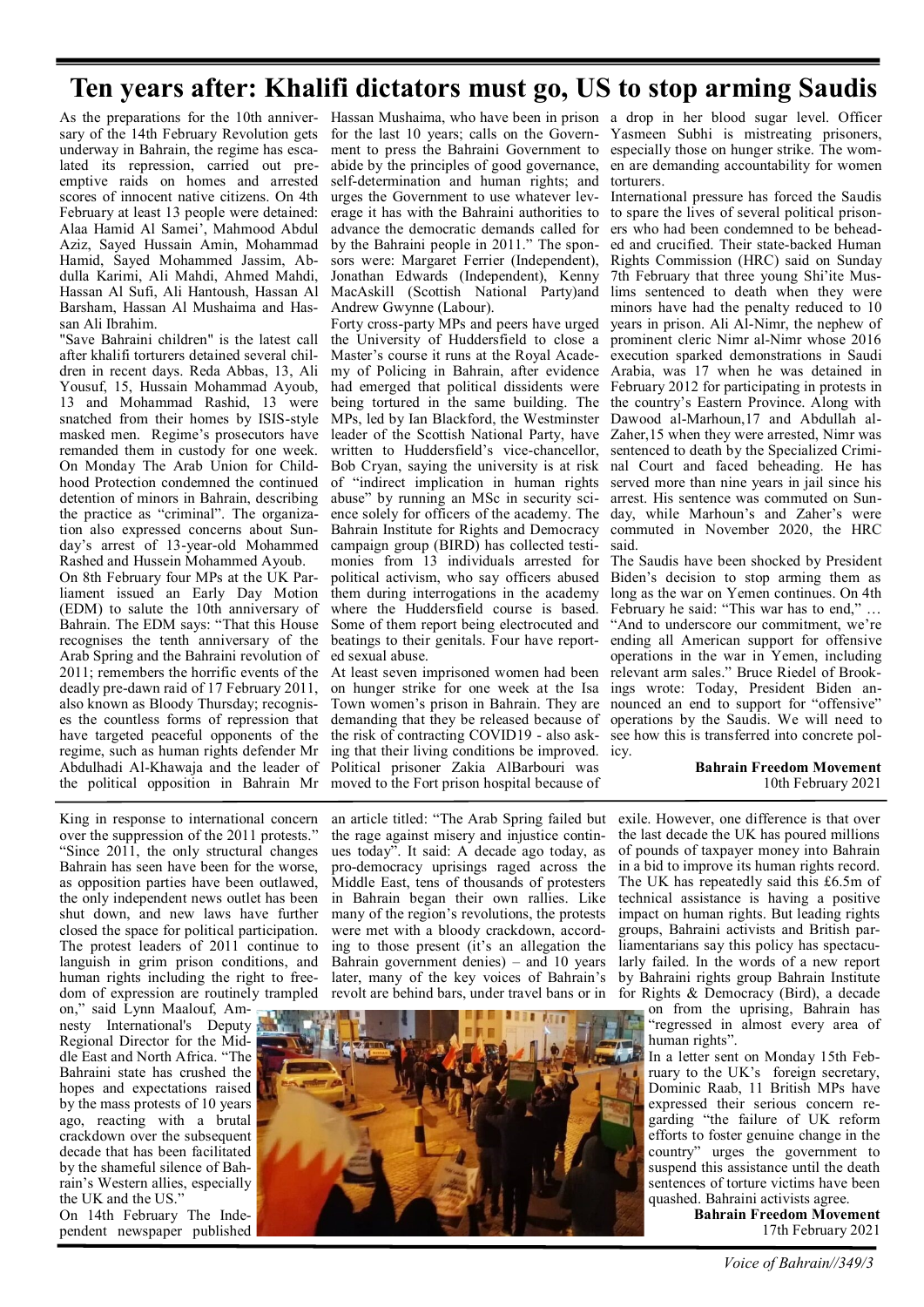# Ten years after: Khalifi dictators must go, US to stop arming Saudis

As the preparations for the 10th anniversary of the 14th February Revolution gets underway in Bahrain, the regime has escalated its repression, carried out pre-emptive raids on homes and arrested scores of innocent native citizens. On 4th February at least 13 people were detained: Alaa Hamid Al Samei', Mahmood Abdul Aziz, Sayed Hussain Amin, Mohammad Hamid, Sayed Mohammed Jassim, Abdulla Karimi, Ali Mahdi, Ahmed Mahdi, Hassan Al Sufi, Ali Hantoush, Hassan Al Barsham, Hassan Al Mushaima and Hassan Ali Ibrahim.

"Save Bahraini children" is the latest call after khalifi torturers detained several children in recent days. Reda Abbas, 13, Ali Yousuf, 15, Hussain Mohammad Ayoub, 13 and Mohammad Rashid, 13 were snatched from their homes by ISIS-style masked men. Regime's prosecutors have remanded them in custody for one week. On Monday The Arab Union for Childhood Protection condemned the continued detention of minors in Bahrain, describing the practice as "criminal". The organization also expressed concerns about Sunday's arrest of 13-year-old Mohammed Rashed and Hussein Mohammed Ayoub.

On 8th February four MPs at the UK Parliament issued an Early Day Motion (EDM) to salute the 10th anniversary of Bahrain. The EDM says: "That this House recognises the tenth anniversary of the Arab Spring and the Bahraini revolution of 2011; remembers the horrific events of the deadly pre-dawn raid of 17 February 2011, also known as Bloody Thursday; recognises the countless forms of repression that have targeted peaceful opponents of the regime, such as human rights defender Mr Abdulhadi Al-Khawaja and the leader of the political opposition in Bahrain Mr Hassan Mushaima, who have been in prison for the last 10 years; calls on the Government to press the Bahraini Government to abide by the principles of good governance, self-determination and human rights; and urges the Government to use whatever leverage it has with the Bahraini authorities to advance the democratic demands called for by the Bahraini people in 2011." The sponsors were: Margaret Ferrier (Independent), Jonathan Edwards (Independent), Kenny MacAskill (Scottish National Party)and Andrew Gwynne (Labour).

Forty cross-party MPs and peers have urged the University of Huddersfield to close a Master's course it runs at the Royal Academy of Policing in Bahrain, after evidence had emerged that political dissidents were being tortured in the same building. The MPs, led by Ian Blackford, the Westminster leader of the Scottish National Party, have written to Huddersfield's vice-chancellor, Bob Cryan, saying the university is at risk of "indirect implication in human rights abuse" by running an MSc in security science solely for officers of the academy. The Bahrain Institute for Rights and Democracy campaign group (BIRD) has collected testimonies from 13 individuals arrested for political activism, who say officers abused them during interrogations in the academy where the Huddersfield course is based. Some of them report being electrocuted and beatings to their genitals. Four have reported sexual abuse.

At least seven imprisoned women had been on hunger strike for one week at the Isa Town women's prison in Bahrain. They are demanding that they be released because of the risk of contracting COVID19 - also asking that their living conditions be improved. Political prisoner Zakia AlBarbouri was moved to the Fort prison hospital because of a drop in her blood sugar level. Officer Yasmeen Subhi is mistreating prisoners, especially those on hunger strike. The women are demanding accountability for women torturers.

International pressure has forced the Saudis to spare the lives of several political prisoners who had been condemned to be beheaded and crucified. Their state-backed Human Rights Commission (HRC) said on Sunday 7th February that three young Shi'ite Muslims sentenced to death when they were minors have had the penalty reduced to 10 years in prison. Ali Al-Nimr, the nephew of prominent cleric Nimr al-Nimr whose 2016 execution sparked demonstrations in Saudi Arabia, was 17 when he was detained in February 2012 for participating in protests in the country's Eastern Province. Along with Dawood al-Marhoun,17 and Abdullah al-Zaher,15 when they were arrested, Nimr was sentenced to death by the Specialized Criminal Court and faced beheading. He has served more than nine years in jail since his arrest. His sentence was commuted on Sunday, while Marhoun's and Zaher's were commuted in November 2020, the HRC said.

The Saudis have been shocked by President Biden's decision to stop arming them as long as the war on Yemen continues. On 4th February he said: "This war has to end," … "And to underscore our commitment, we're ending all American support for offensive operations in the war in Yemen, including relevant arm sales." Bruce Riedel of Brookings wrote: Today, President Biden announced an end to support for "offensive" operations by the Saudis. We will need to see how this is transferred into concrete policy.

**Bahrain Freedom Movement**
10th February 2021

---

King in response to international concern over the suppression of the 2011 protests." "Since 2011, the only structural changes Bahrain has seen have been for the worse, as opposition parties have been outlawed, the only independent news outlet has been shut down, and new laws have further closed the space for political participation. The protest leaders of 2011 continue to languish in grim prison conditions, and human rights including the right to freedom of expression are routinely trampled on," said Lynn Maalouf, Amnesty International's Deputy Regional Director for the Middle East and North Africa. "The Bahraini state has crushed the hopes and expectations raised by the mass protests of 10 years ago, reacting with a brutal crackdown over the subsequent decade that has been facilitated by the shameful silence of Bahrain's Western allies, especially the UK and the US."

On 14th February The Independent newspaper published an article titled: "The Arab Spring failed but the rage against misery and injustice continues today". It said: A decade ago today, as pro-democracy uprisings raged across the Middle East, tens of thousands of protesters in Bahrain began their own rallies. Like many of the region's revolutions, the protests were met with a bloody crackdown, according to those present (it's an allegation the Bahrain government denies) – and 10 years later, many of the key voices of Bahrain's revolt are behind bars, under travel bans or in exile. However, one difference is that over the last decade the UK has poured millions of pounds of taxpayer money into Bahrain in a bid to improve its human rights record. The UK has repeatedly said this £6.5m of technical assistance is having a positive impact on human rights. But leading rights groups, Bahraini activists and British parliamentarians say this policy has spectacularly failed. In the words of a new report by Bahraini rights group Bahrain Institute for Rights & Democracy (Bird), a decade on from the uprising, Bahrain has "regressed in almost every area of human rights".

In a letter sent on Monday 15th February to the UK's foreign secretary, Dominic Raab, 11 British MPs have expressed their serious concern regarding "the failure of UK reform efforts to foster genuine change in the country" urges the government to suspend this assistance until the death sentences of torture victims have been quashed. Bahraini activists agree.

**Bahrain Freedom Movement**
17th February 2021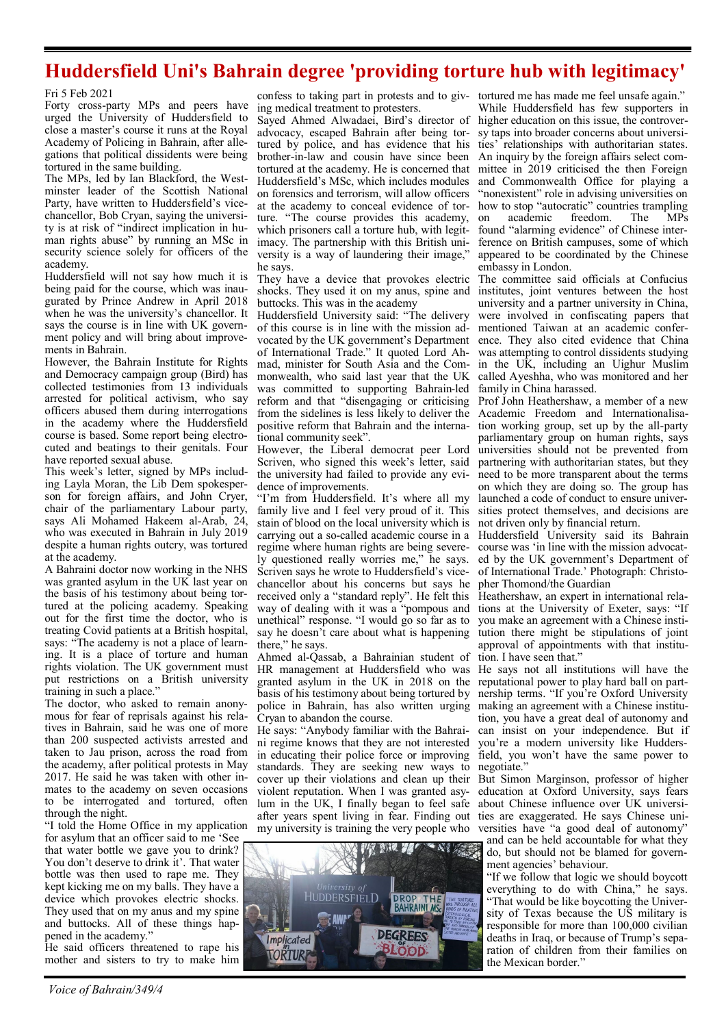# Huddersfield Uni's Bahrain degree 'providing torture hub with legitimacy'

Fri 5 Feb 2021

Forty cross-party MPs and peers have urged the University of Huddersfield to close a master's course it runs at the Royal Academy of Policing in Bahrain, after allegations that political dissidents were being tortured in the same building.

The MPs, led by Ian Blackford, the Westminster leader of the Scottish National Party, have written to Huddersfield's vice-chancellor, Bob Cryan, saying the university is at risk of "indirect implication in human rights abuse" by running an MSc in security science solely for officers of the academy.

Huddersfield will not say how much it is being paid for the course, which was inaugurated by Prince Andrew in April 2018 when he was the university's chancellor. It says the course is in line with UK government policy and will bring about improvements in Bahrain.

However, the Bahrain Institute for Rights and Democracy campaign group (Bird) has collected testimonies from 13 individuals arrested for political activism, who say officers abused them during interrogations in the academy where the Huddersfield course is based. Some report being electrocuted and beatings to their genitals. Four have reported sexual abuse.

This week's letter, signed by MPs including Layla Moran, the Lib Dem spokesperson for foreign affairs, and John Cryer, chair of the parliamentary Labour party, says Ali Mohamed Hakeem al-Arab, 24, who was executed in Bahrain in July 2019 despite a human rights outcry, was tortured at the academy.

A Bahraini doctor now working in the NHS was granted asylum in the UK last year on the basis of his testimony about being tortured at the policing academy. Speaking out for the first time the doctor, who is treating Covid patients at a British hospital, says: "The academy is not a place of learning. It is a place of torture and human rights violation. The UK government must put restrictions on a British university training in such a place."

The doctor, who asked to remain anonymous for fear of reprisals against his relatives in Bahrain, said he was one of more than 200 suspected activists arrested and taken to Jau prison, across the road from the academy, after political protests in May 2017. He said he was taken with other inmates to the academy on seven occasions to be interrogated and tortured, often through the night.

"I told the Home Office in my application for asylum that an officer said to me 'See that water bottle we gave you to drink? You don't deserve to drink it'. That water bottle was then used to rape me. They kept kicking me on my balls. They have a device which provokes electric shocks. They used that on my anus and my spine and buttocks. All of these things happened in the academy."

He said officers threatened to rape his mother and sisters to try to make him confess to taking part in protests and to giving medical treatment to protesters.

Sayed Ahmed Alwadaei, Bird's director of advocacy, escaped Bahrain after being tortured by police, and has evidence that his brother-in-law and cousin have since been tortured at the academy. He is concerned that Huddersfield's MSc, which includes modules on forensics and terrorism, will allow officers at the academy to conceal evidence of torture. "The course provides this academy, which prisoners call a torture hub, with legitimacy. The partnership with this British university is a way of laundering their image," he says.

They have a device that provokes electric shocks. They used it on my anus, spine and buttocks. This was in the academy

Huddersfield University said: "The delivery of this course is in line with the mission advocated by the UK government's Department of International Trade." It quoted Lord Ahmad, minister for South Asia and the Commonwealth, who said last year that the UK was committed to supporting Bahrain-led reform and that "disengaging or criticising from the sidelines is less likely to deliver the positive reform that Bahrain and the international community seek".

However, the Liberal democrat peer Lord Scriven, who signed this week's letter, said the university had failed to provide any evidence of improvements.

"I'm from Huddersfield. It's where all my family live and I feel very proud of it. This stain of blood on the local university which is carrying out a so-called academic course in a regime where human rights are being severely questioned really worries me," he says. Scriven says he wrote to Huddersfield's vice-chancellor about his concerns but says he received only a "standard reply". He felt this way of dealing with it was a "pompous and unethical" response. "I would go so far as to say he doesn't care about what is happening there," he says.

Ahmed al-Qassab, a Bahrainian student of HR management at Huddersfield who was granted asylum in the UK in 2018 on the basis of his testimony about being tortured by police in Bahrain, has also written urging Cryan to abandon the course.

He says: "Anybody familiar with the Bahraini regime knows that they are not interested in educating their police force or improving standards. They are seeking new ways to cover up their violations and clean up their violent reputation. When I was granted asylum in the UK, I finally began to feel safe after years spent living in fear. Finding out my university is training the very people who tortured me has made me feel unsafe again."

While Huddersfield has few supporters in higher education on this issue, the controversy taps into broader concerns about universities' relationships with authoritarian states. An inquiry by the foreign affairs select committee in 2019 criticised the then Foreign and Commonwealth Office for playing a "nonexistent" role in advising universities on how to stop "autocratic" countries trampling on academic freedom. The MPs found "alarming evidence" of Chinese interference on British campuses, some of which appeared to be coordinated by the Chinese embassy in London.

The committee said officials at Confucius institutes, joint ventures between the host university and a partner university in China, were involved in confiscating papers that mentioned Taiwan at an academic conference. They also cited evidence that China was attempting to control dissidents studying in the UK, including an Uighur Muslim called Ayeshha, who was monitored and her family in China harassed.

Prof John Heathershaw, a member of a new Academic Freedom and Internationalisation working group, set up by the all-party parliamentary group on human rights, says universities should not be prevented from partnering with authoritarian states, but they need to be more transparent about the terms on which they are doing so. The group has launched a code of conduct to ensure universities protect themselves, and decisions are not driven only by financial return.

Huddersfield University said its Bahrain course was 'in line with the mission advocated by the UK government's Department of International Trade.' Photograph: Christopher Thomond/the Guardian

Heathershaw, an expert in international relations at the University of Exeter, says: "If you make an agreement with a Chinese institution there might be stipulations of joint approval of appointments with that institution. I have seen that."

He says not all institutions will have the reputational power to play hard ball on partnership terms. "If you're Oxford University making an agreement with a Chinese institution, you have a great deal of autonomy and can insist on your independence. But if you're a modern university like Huddersfield, you won't have the same power to negotiate."

But Simon Marginson, professor of higher education at Oxford University, says fears about Chinese influence over UK universities are exaggerated. He says Chinese universities have "a good deal of autonomy" and can be held accountable for what they do, but should not be blamed for government agencies' behaviour.

"If we follow that logic we should boycott everything to do with China," he says. "That would be like boycotting the University of Texas because the US military is responsible for more than 100,000 civilian deaths in Iraq, or because of Trump's separation of children from their families on the Mexican border."